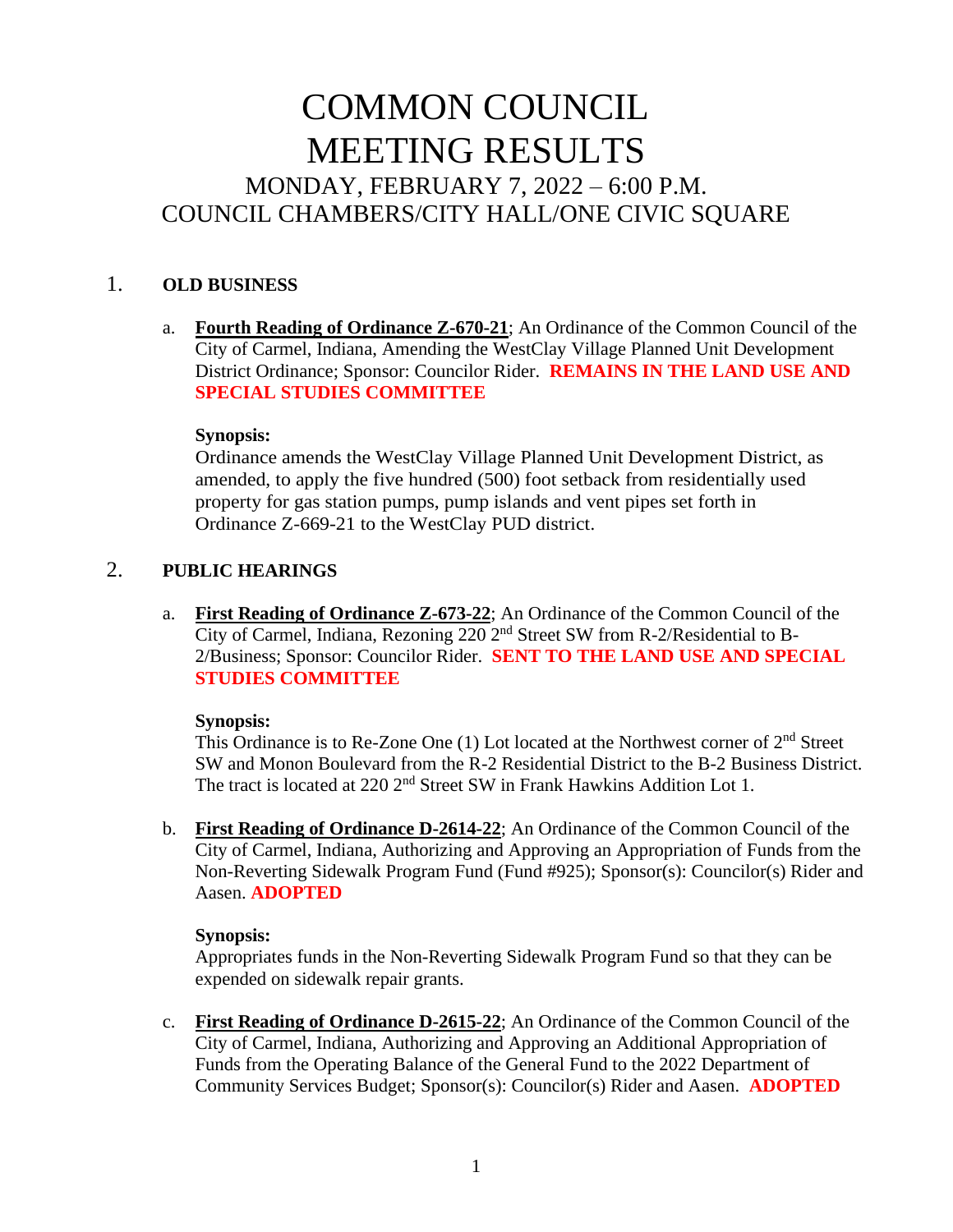# COMMON COUNCIL MEETING RESULTS

## MONDAY, FEBRUARY 7, 2022 – 6:00 P.M.
## COUNCIL CHAMBERS/CITY HALL/ONE CIVIC SQUARE

1. **OLD BUSINESS**

   a. **<u>Fourth Reading of Ordinance Z-670-21</u>**; An Ordinance of the Common Council of the City of Carmel, Indiana, Amending the WestClay Village Planned Unit Development District Ordinance; Sponsor: Councilor Rider. **REMAINS IN THE LAND USE AND SPECIAL STUDIES COMMITTEE**

      **Synopsis:**
      Ordinance amends the WestClay Village Planned Unit Development District, as amended, to apply the five hundred (500) foot setback from residentially used property for gas station pumps, pump islands and vent pipes set forth in Ordinance Z-669-21 to the WestClay PUD district.

2. **PUBLIC HEARINGS**

   a. **<u>First Reading of Ordinance Z-673-22</u>**; An Ordinance of the Common Council of the City of Carmel, Indiana, Rezoning 220 2nd Street SW from R-2/Residential to B-2/Business; Sponsor: Councilor Rider. **SENT TO THE LAND USE AND SPECIAL STUDIES COMMITTEE**

      **Synopsis:**
      This Ordinance is to Re-Zone One (1) Lot located at the Northwest corner of 2nd Street SW and Monon Boulevard from the R-2 Residential District to the B-2 Business District. The tract is located at 220 2nd Street SW in Frank Hawkins Addition Lot 1.

   b. **<u>First Reading of Ordinance D-2614-22</u>**; An Ordinance of the Common Council of the City of Carmel, Indiana, Authorizing and Approving an Appropriation of Funds from the Non-Reverting Sidewalk Program Fund (Fund #925); Sponsor(s): Councilor(s) Rider and Aasen. **ADOPTED**

      **Synopsis:**
      Appropriates funds in the Non-Reverting Sidewalk Program Fund so that they can be expended on sidewalk repair grants.

   c. **<u>First Reading of Ordinance D-2615-22</u>**; An Ordinance of the Common Council of the City of Carmel, Indiana, Authorizing and Approving an Additional Appropriation of Funds from the Operating Balance of the General Fund to the 2022 Department of Community Services Budget; Sponsor(s): Councilor(s) Rider and Aasen. **ADOPTED**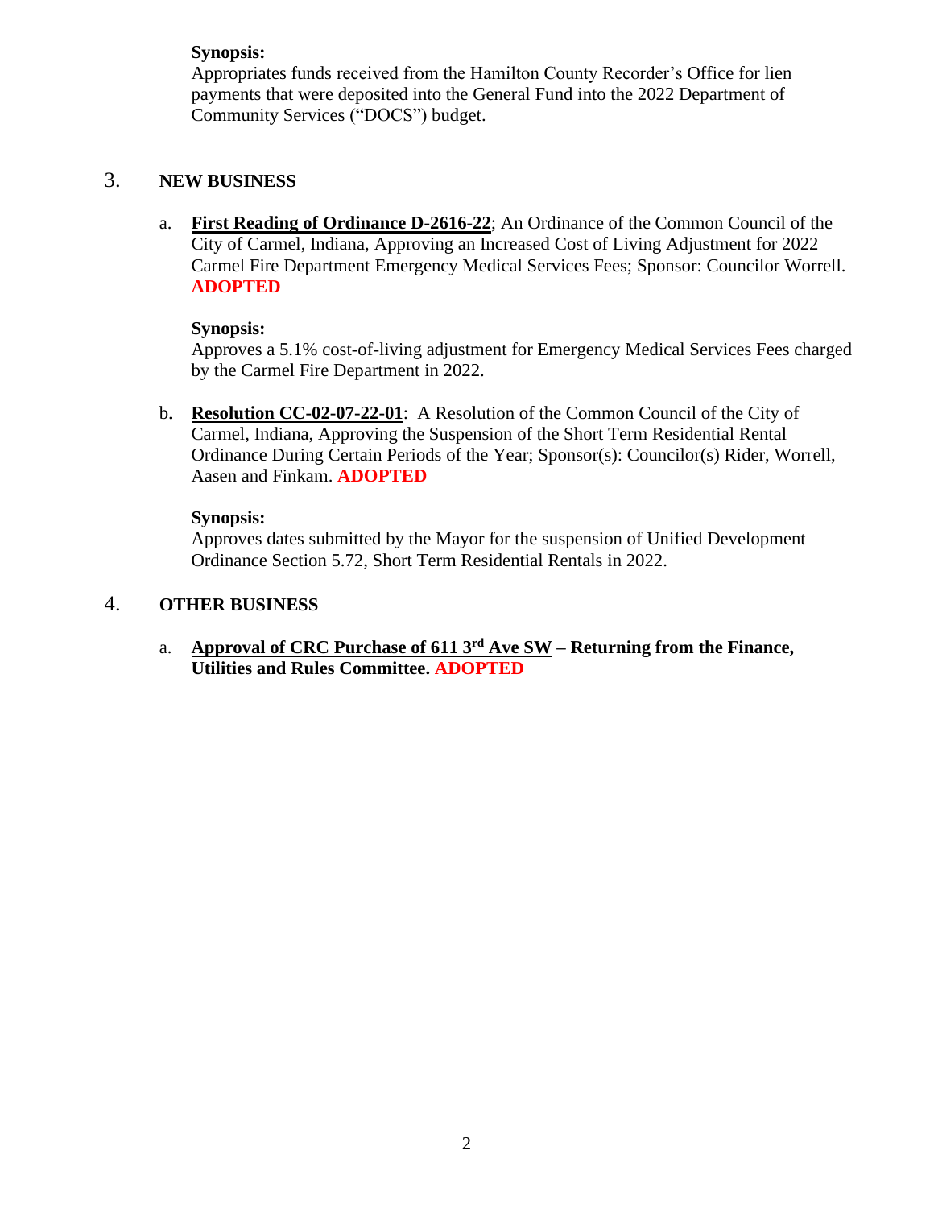**Synopsis:**
Appropriates funds received from the Hamilton County Recorder's Office for lien payments that were deposited into the General Fund into the 2022 Department of Community Services ("DOCS") budget.

## 3. NEW BUSINESS

a. **First Reading of Ordinance D-2616-22**; An Ordinance of the Common Council of the City of Carmel, Indiana, Approving an Increased Cost of Living Adjustment for 2022 Carmel Fire Department Emergency Medical Services Fees; Sponsor: Councilor Worrell. **ADOPTED**

**Synopsis:**
Approves a 5.1% cost-of-living adjustment for Emergency Medical Services Fees charged by the Carmel Fire Department in 2022.

b. **Resolution CC-02-07-22-01**: A Resolution of the Common Council of the City of Carmel, Indiana, Approving the Suspension of the Short Term Residential Rental Ordinance During Certain Periods of the Year; Sponsor(s): Councilor(s) Rider, Worrell, Aasen and Finkam. **ADOPTED**

**Synopsis:**
Approves dates submitted by the Mayor for the suspension of Unified Development Ordinance Section 5.72, Short Term Residential Rentals in 2022.

## 4. OTHER BUSINESS

a. **Approval of CRC Purchase of 611 3rd Ave SW – Returning from the Finance, Utilities and Rules Committee. ADOPTED**